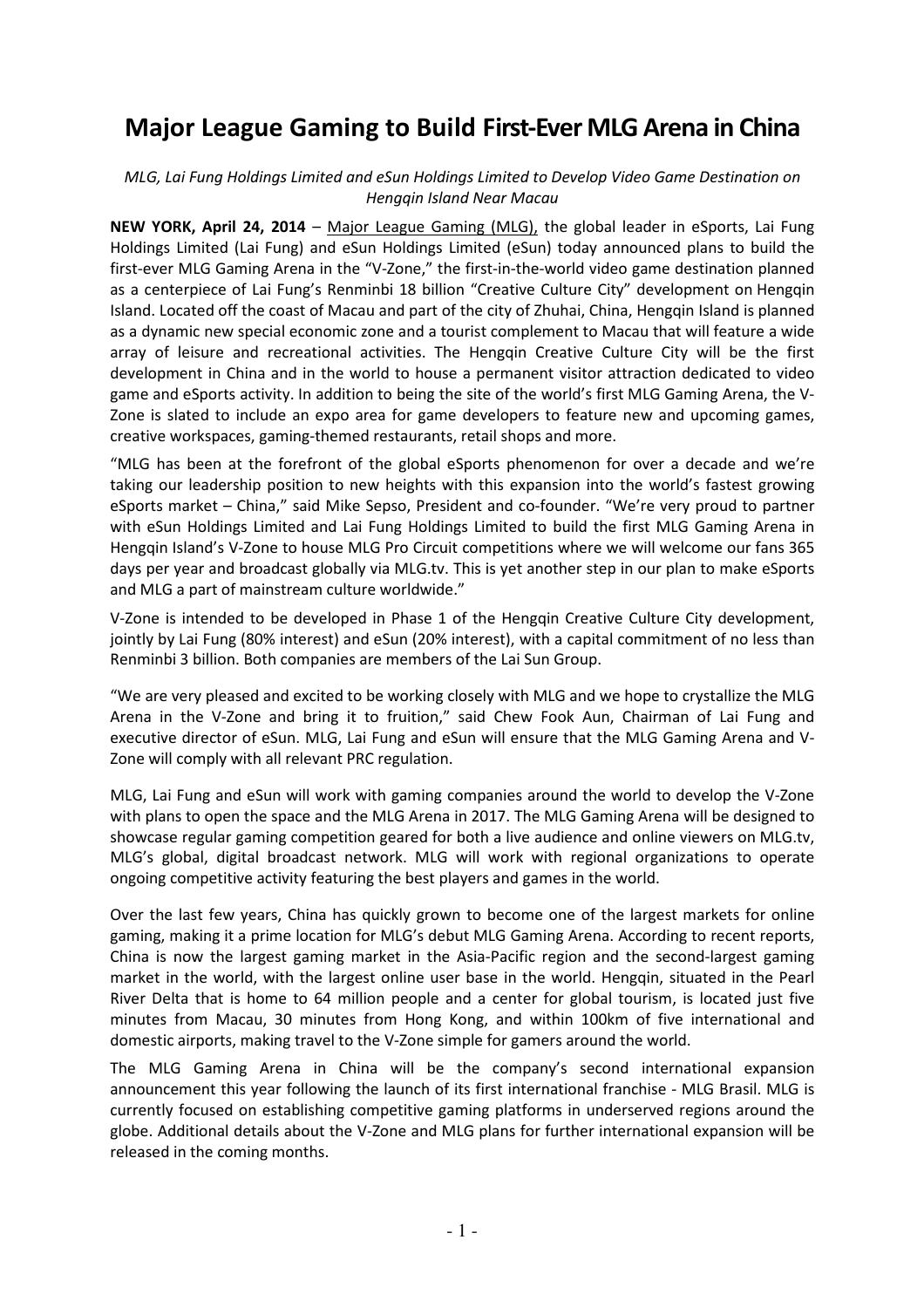# Major League Gaming to Build First-Ever MLG Arena in China

*MLG, Lai Fung Holdings Limited and eSun Holdings Limited to Develop Video Game Destination on Hengqin Island Near Macau*

**NEW YORK, April 24, 2014** – Major League Gaming (MLG), the global leader in eSports, Lai Fung Holdings Limited (Lai Fung) and eSun Holdings Limited (eSun) today announced plans to build the first-ever MLG Gaming Arena in the "V-Zone," the first-in-the-world video game destination planned as a centerpiece of Lai Fung's Renminbi 18 billion "Creative Culture City" development on Hengqin Island. Located off the coast of Macau and part of the city of Zhuhai, China, Hengqin Island is planned as a dynamic new special economic zone and a tourist complement to Macau that will feature a wide array of leisure and recreational activities. The Hengqin Creative Culture City will be the first development in China and in the world to house a permanent visitor attraction dedicated to video game and eSports activity. In addition to being the site of the world's first MLG Gaming Arena, the V-Zone is slated to include an expo area for game developers to feature new and upcoming games, creative workspaces, gaming-themed restaurants, retail shops and more.

"MLG has been at the forefront of the global eSports phenomenon for over a decade and we're taking our leadership position to new heights with this expansion into the world's fastest growing eSports market – China," said Mike Sepso, President and co-founder. "We're very proud to partner with eSun Holdings Limited and Lai Fung Holdings Limited to build the first MLG Gaming Arena in Hengqin Island's V-Zone to house MLG Pro Circuit competitions where we will welcome our fans 365 days per year and broadcast globally via MLG.tv. This is yet another step in our plan to make eSports and MLG a part of mainstream culture worldwide."

V-Zone is intended to be developed in Phase 1 of the Hengqin Creative Culture City development, jointly by Lai Fung (80% interest) and eSun (20% interest), with a capital commitment of no less than Renminbi 3 billion. Both companies are members of the Lai Sun Group.

"We are very pleased and excited to be working closely with MLG and we hope to crystallize the MLG Arena in the V-Zone and bring it to fruition," said Chew Fook Aun, Chairman of Lai Fung and executive director of eSun. MLG, Lai Fung and eSun will ensure that the MLG Gaming Arena and V-Zone will comply with all relevant PRC regulation.

MLG, Lai Fung and eSun will work with gaming companies around the world to develop the V-Zone with plans to open the space and the MLG Arena in 2017. The MLG Gaming Arena will be designed to showcase regular gaming competition geared for both a live audience and online viewers on MLG.tv, MLG's global, digital broadcast network. MLG will work with regional organizations to operate ongoing competitive activity featuring the best players and games in the world.

Over the last few years, China has quickly grown to become one of the largest markets for online gaming, making it a prime location for MLG's debut MLG Gaming Arena. According to recent reports, China is now the largest gaming market in the Asia-Pacific region and the second-largest gaming market in the world, with the largest online user base in the world. Hengqin, situated in the Pearl River Delta that is home to 64 million people and a center for global tourism, is located just five minutes from Macau, 30 minutes from Hong Kong, and within 100km of five international and domestic airports, making travel to the V-Zone simple for gamers around the world.

The MLG Gaming Arena in China will be the company's second international expansion announcement this year following the launch of its first international franchise - MLG Brasil. MLG is currently focused on establishing competitive gaming platforms in underserved regions around the globe. Additional details about the V-Zone and MLG plans for further international expansion will be released in the coming months.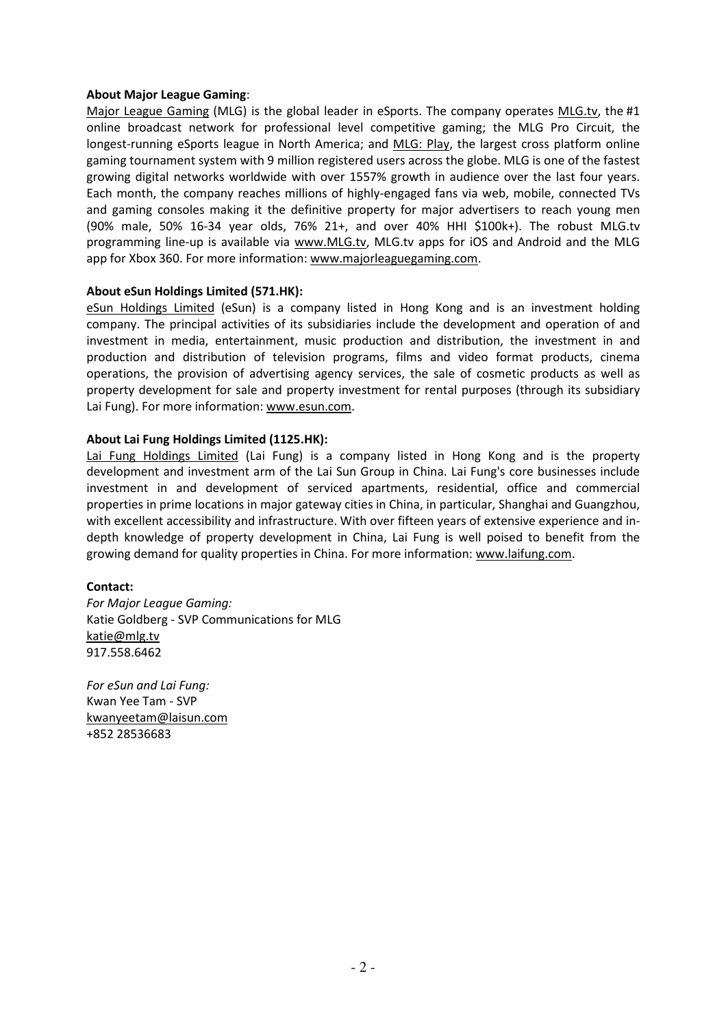**About Major League Gaming**:

Major League Gaming (MLG) is the global leader in eSports. The company operates MLG.tv, the #1 online broadcast network for professional level competitive gaming; the MLG Pro Circuit, the longest-running eSports league in North America; and MLG: Play, the largest cross platform online gaming tournament system with 9 million registered users across the globe. MLG is one of the fastest growing digital networks worldwide with over 1557% growth in audience over the last four years. Each month, the company reaches millions of highly-engaged fans via web, mobile, connected TVs and gaming consoles making it the definitive property for major advertisers to reach young men (90% male, 50% 16-34 year olds, 76% 21+, and over 40% HHI $100k+). The robust MLG.tv programming line-up is available via www.MLG.tv, MLG.tv apps for iOS and Android and the MLG app for Xbox 360. For more information: www.majorleaguegaming.com.

**About eSun Holdings Limited (571.HK):**

eSun Holdings Limited (eSun) is a company listed in Hong Kong and is an investment holding company. The principal activities of its subsidiaries include the development and operation of and investment in media, entertainment, music production and distribution, the investment in and production and distribution of television programs, films and video format products, cinema operations, the provision of advertising agency services, the sale of cosmetic products as well as property development for sale and property investment for rental purposes (through its subsidiary Lai Fung). For more information: www.esun.com.

**About Lai Fung Holdings Limited (1125.HK):**

Lai Fung Holdings Limited (Lai Fung) is a company listed in Hong Kong and is the property development and investment arm of the Lai Sun Group in China. Lai Fung's core businesses include investment in and development of serviced apartments, residential, office and commercial properties in prime locations in major gateway cities in China, in particular, Shanghai and Guangzhou, with excellent accessibility and infrastructure. With over fifteen years of extensive experience and in-depth knowledge of property development in China, Lai Fung is well poised to benefit from the growing demand for quality properties in China. For more information: www.laifung.com.

**Contact:**

*For Major League Gaming:*
Katie Goldberg - SVP Communications for MLG
katie@mlg.tv
917.558.6462

*For eSun and Lai Fung:*
Kwan Yee Tam - SVP
kwanyeetam@laisun.com
+852 28536683